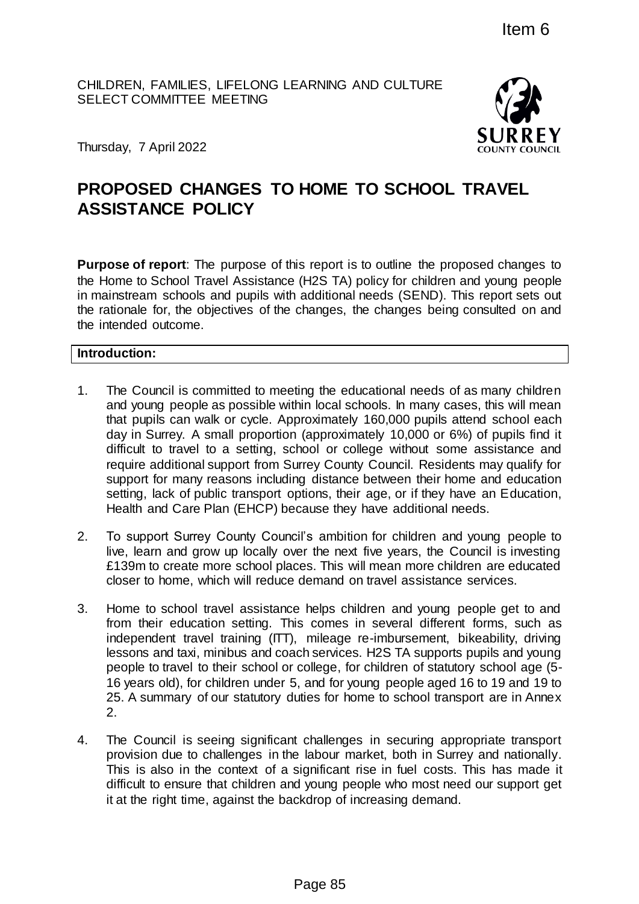Item 6

CHILDREN, FAMILIES, LIFELONG LEARNING AND CULTURE SELECT COMMITTEE MEETING

Thursday, 7 April 2022

# PROPOSED CHANGES TO HOME TO SCHOOL TRAVEL ASSISTANCE POLICY

**Purpose of report**: The purpose of this report is to outline the proposed changes to the Home to School Travel Assistance (H2S TA) policy for children and young people in mainstream schools and pupils with additional needs (SEND). This report sets out the rationale for, the objectives of the changes, the changes being consulted on and the intended outcome.

## Introduction:

1. The Council is committed to meeting the educational needs of as many children and young people as possible within local schools. In many cases, this will mean that pupils can walk or cycle. Approximately 160,000 pupils attend school each day in Surrey. A small proportion (approximately 10,000 or 6%) of pupils find it difficult to travel to a setting, school or college without some assistance and require additional support from Surrey County Council. Residents may qualify for support for many reasons including distance between their home and education setting, lack of public transport options, their age, or if they have an Education, Health and Care Plan (EHCP) because they have additional needs.

2. To support Surrey County Council's ambition for children and young people to live, learn and grow up locally over the next five years, the Council is investing £139m to create more school places. This will mean more children are educated closer to home, which will reduce demand on travel assistance services.

3. Home to school travel assistance helps children and young people get to and from their education setting. This comes in several different forms, such as independent travel training (ITT), mileage re-imbursement, bikeability, driving lessons and taxi, minibus and coach services. H2S TA supports pupils and young people to travel to their school or college, for children of statutory school age (5-16 years old), for children under 5, and for young people aged 16 to 19 and 19 to 25. A summary of our statutory duties for home to school transport are in Annex 2.

4. The Council is seeing significant challenges in securing appropriate transport provision due to challenges in the labour market, both in Surrey and nationally. This is also in the context of a significant rise in fuel costs. This has made it difficult to ensure that children and young people who most need our support get it at the right time, against the backdrop of increasing demand.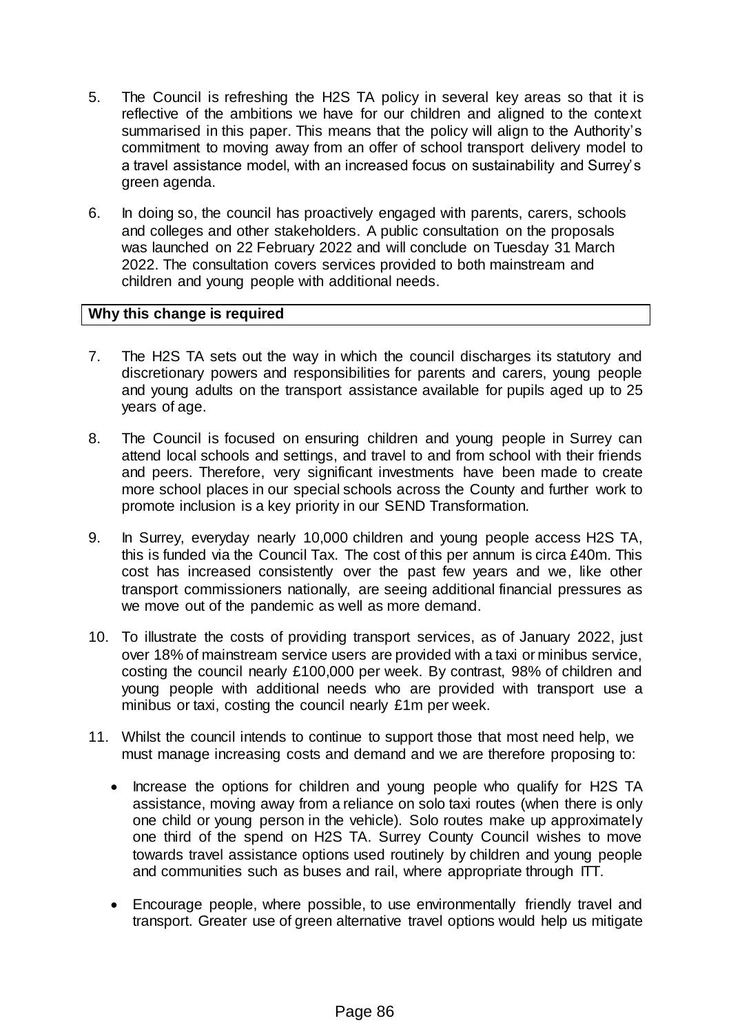5. The Council is refreshing the H2S TA policy in several key areas so that it is reflective of the ambitions we have for our children and aligned to the context summarised in this paper. This means that the policy will align to the Authority's commitment to moving away from an offer of school transport delivery model to a travel assistance model, with an increased focus on sustainability and Surrey's green agenda.

6. In doing so, the council has proactively engaged with parents, carers, schools and colleges and other stakeholders. A public consultation on the proposals was launched on 22 February 2022 and will conclude on Tuesday 31 March 2022. The consultation covers services provided to both mainstream and children and young people with additional needs.

**Why this change is required**

7. The H2S TA sets out the way in which the council discharges its statutory and discretionary powers and responsibilities for parents and carers, young people and young adults on the transport assistance available for pupils aged up to 25 years of age.

8. The Council is focused on ensuring children and young people in Surrey can attend local schools and settings, and travel to and from school with their friends and peers. Therefore, very significant investments have been made to create more school places in our special schools across the County and further work to promote inclusion is a key priority in our SEND Transformation.

9. In Surrey, everyday nearly 10,000 children and young people access H2S TA, this is funded via the Council Tax. The cost of this per annum is circa £40m. This cost has increased consistently over the past few years and we, like other transport commissioners nationally, are seeing additional financial pressures as we move out of the pandemic as well as more demand.

10. To illustrate the costs of providing transport services, as of January 2022, just over 18% of mainstream service users are provided with a taxi or minibus service, costing the council nearly £100,000 per week. By contrast, 98% of children and young people with additional needs who are provided with transport use a minibus or taxi, costing the council nearly £1m per week.

11. Whilst the council intends to continue to support those that most need help, we must manage increasing costs and demand and we are therefore proposing to:

    - Increase the options for children and young people who qualify for H2S TA assistance, moving away from a reliance on solo taxi routes (when there is only one child or young person in the vehicle). Solo routes make up approximately one third of the spend on H2S TA. Surrey County Council wishes to move towards travel assistance options used routinely by children and young people and communities such as buses and rail, where appropriate through ITT.
    - Encourage people, where possible, to use environmentally friendly travel and transport. Greater use of green alternative travel options would help us mitigate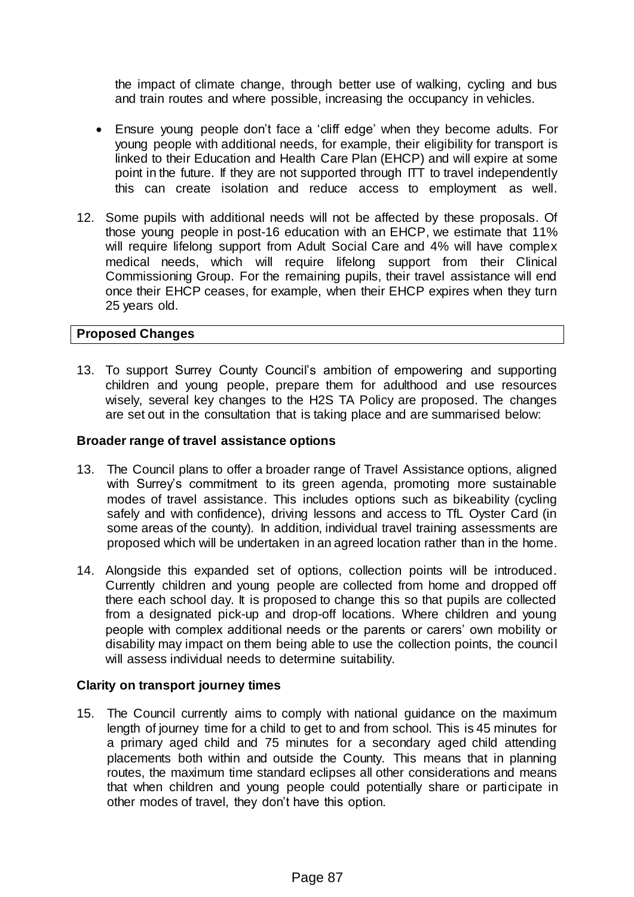the impact of climate change, through better use of walking, cycling and bus and train routes and where possible, increasing the occupancy in vehicles.

- Ensure young people don't face a 'cliff edge' when they become adults. For young people with additional needs, for example, their eligibility for transport is linked to their Education and Health Care Plan (EHCP) and will expire at some point in the future. If they are not supported through ITT to travel independently this can create isolation and reduce access to employment as well.

12. Some pupils with additional needs will not be affected by these proposals. Of those young people in post-16 education with an EHCP, we estimate that 11% will require lifelong support from Adult Social Care and 4% will have complex medical needs, which will require lifelong support from their Clinical Commissioning Group. For the remaining pupils, their travel assistance will end once their EHCP ceases, for example, when their EHCP expires when they turn 25 years old.

## Proposed Changes

13. To support Surrey County Council's ambition of empowering and supporting children and young people, prepare them for adulthood and use resources wisely, several key changes to the H2S TA Policy are proposed. The changes are set out in the consultation that is taking place and are summarised below:

### Broader range of travel assistance options

13. The Council plans to offer a broader range of Travel Assistance options, aligned with Surrey's commitment to its green agenda, promoting more sustainable modes of travel assistance. This includes options such as bikeability (cycling safely and with confidence), driving lessons and access to TfL Oyster Card (in some areas of the county). In addition, individual travel training assessments are proposed which will be undertaken in an agreed location rather than in the home.

14. Alongside this expanded set of options, collection points will be introduced. Currently children and young people are collected from home and dropped off there each school day. It is proposed to change this so that pupils are collected from a designated pick-up and drop-off locations. Where children and young people with complex additional needs or the parents or carers' own mobility or disability may impact on them being able to use the collection points, the council will assess individual needs to determine suitability.

### Clarity on transport journey times

15. The Council currently aims to comply with national guidance on the maximum length of journey time for a child to get to and from school. This is 45 minutes for a primary aged child and 75 minutes for a secondary aged child attending placements both within and outside the County. This means that in planning routes, the maximum time standard eclipses all other considerations and means that when children and young people could potentially share or participate in other modes of travel, they don't have this option.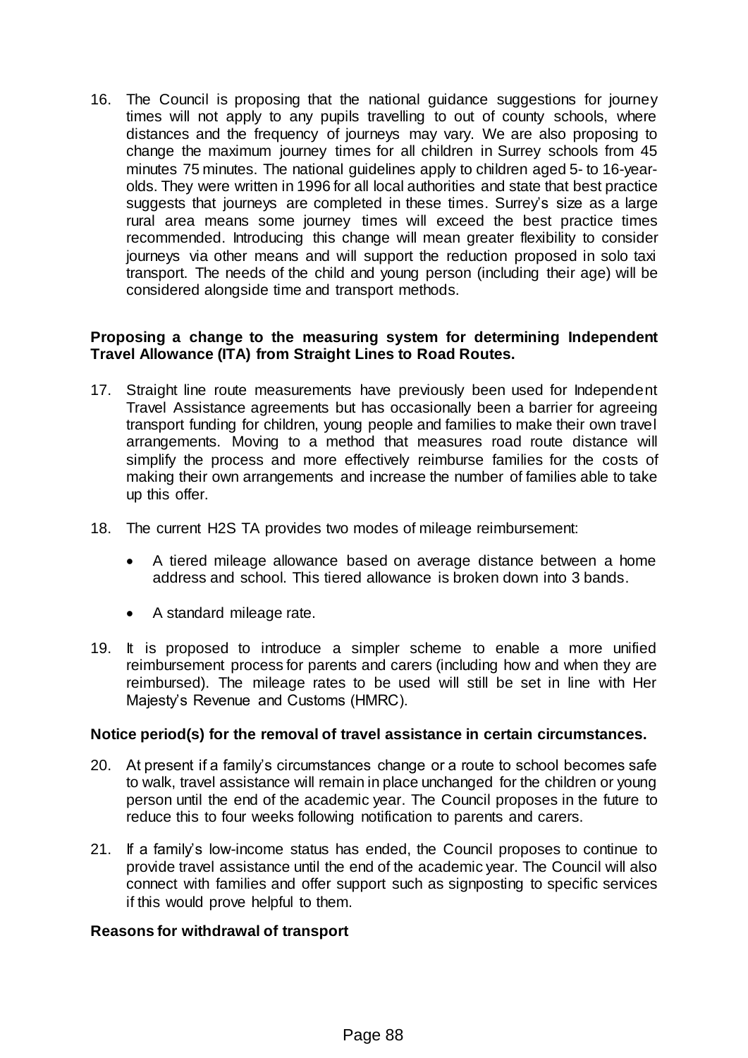16. The Council is proposing that the national guidance suggestions for journey times will not apply to any pupils travelling to out of county schools, where distances and the frequency of journeys may vary. We are also proposing to change the maximum journey times for all children in Surrey schools from 45 minutes 75 minutes. The national guidelines apply to children aged 5- to 16-year-olds. They were written in 1996 for all local authorities and state that best practice suggests that journeys are completed in these times. Surrey's size as a large rural area means some journey times will exceed the best practice times recommended. Introducing this change will mean greater flexibility to consider journeys via other means and will support the reduction proposed in solo taxi transport. The needs of the child and young person (including their age) will be considered alongside time and transport methods.

**Proposing a change to the measuring system for determining Independent Travel Allowance (ITA) from Straight Lines to Road Routes.**

17. Straight line route measurements have previously been used for Independent Travel Assistance agreements but has occasionally been a barrier for agreeing transport funding for children, young people and families to make their own travel arrangements. Moving to a method that measures road route distance will simplify the process and more effectively reimburse families for the costs of making their own arrangements and increase the number of families able to take up this offer.

18. The current H2S TA provides two modes of mileage reimbursement:

    - A tiered mileage allowance based on average distance between a home address and school. This tiered allowance is broken down into 3 bands.
    - A standard mileage rate.

19. It is proposed to introduce a simpler scheme to enable a more unified reimbursement process for parents and carers (including how and when they are reimbursed). The mileage rates to be used will still be set in line with Her Majesty's Revenue and Customs (HMRC).

**Notice period(s) for the removal of travel assistance in certain circumstances.**

20. At present if a family's circumstances change or a route to school becomes safe to walk, travel assistance will remain in place unchanged for the children or young person until the end of the academic year. The Council proposes in the future to reduce this to four weeks following notification to parents and carers.

21. If a family's low-income status has ended, the Council proposes to continue to provide travel assistance until the end of the academic year. The Council will also connect with families and offer support such as signposting to specific services if this would prove helpful to them.

**Reasons for withdrawal of transport**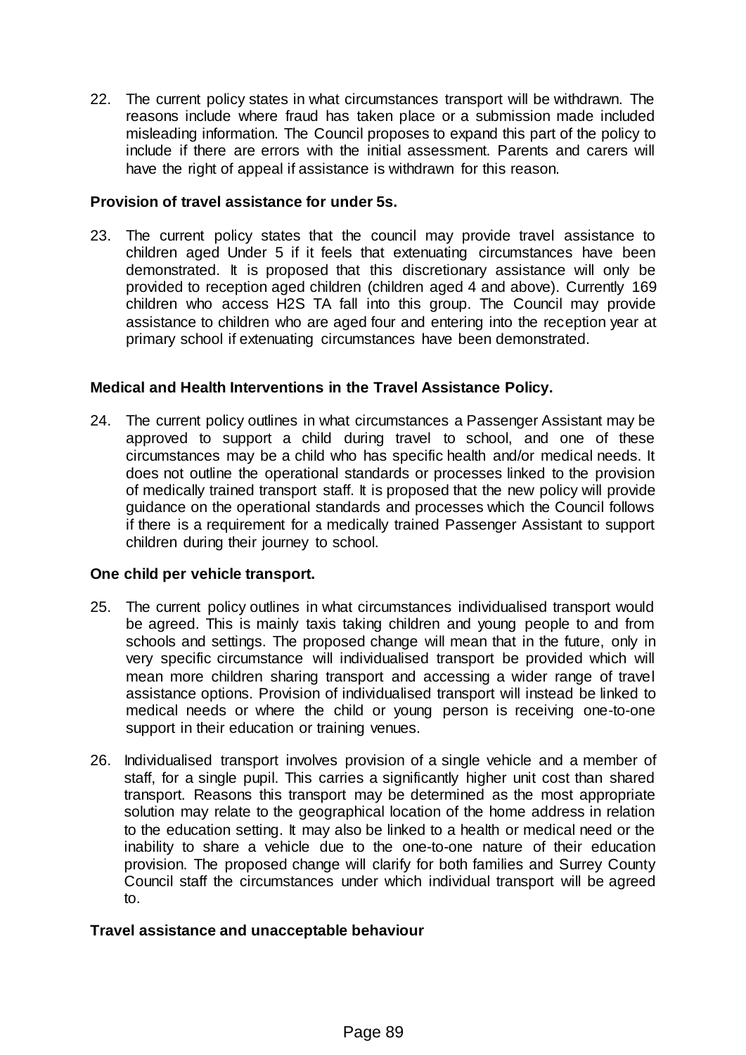22. The current policy states in what circumstances transport will be withdrawn. The reasons include where fraud has taken place or a submission made included misleading information. The Council proposes to expand this part of the policy to include if there are errors with the initial assessment. Parents and carers will have the right of appeal if assistance is withdrawn for this reason.

**Provision of travel assistance for under 5s.**

23. The current policy states that the council may provide travel assistance to children aged Under 5 if it feels that extenuating circumstances have been demonstrated. It is proposed that this discretionary assistance will only be provided to reception aged children (children aged 4 and above). Currently 169 children who access H2S TA fall into this group. The Council may provide assistance to children who are aged four and entering into the reception year at primary school if extenuating circumstances have been demonstrated.

**Medical and Health Interventions in the Travel Assistance Policy.**

24. The current policy outlines in what circumstances a Passenger Assistant may be approved to support a child during travel to school, and one of these circumstances may be a child who has specific health and/or medical needs. It does not outline the operational standards or processes linked to the provision of medically trained transport staff. It is proposed that the new policy will provide guidance on the operational standards and processes which the Council follows if there is a requirement for a medically trained Passenger Assistant to support children during their journey to school.

**One child per vehicle transport.**

25. The current policy outlines in what circumstances individualised transport would be agreed. This is mainly taxis taking children and young people to and from schools and settings. The proposed change will mean that in the future, only in very specific circumstance will individualised transport be provided which will mean more children sharing transport and accessing a wider range of travel assistance options. Provision of individualised transport will instead be linked to medical needs or where the child or young person is receiving one-to-one support in their education or training venues.

26. Individualised transport involves provision of a single vehicle and a member of staff, for a single pupil. This carries a significantly higher unit cost than shared transport. Reasons this transport may be determined as the most appropriate solution may relate to the geographical location of the home address in relation to the education setting. It may also be linked to a health or medical need or the inability to share a vehicle due to the one-to-one nature of their education provision. The proposed change will clarify for both families and Surrey County Council staff the circumstances under which individual transport will be agreed to.

**Travel assistance and unacceptable behaviour**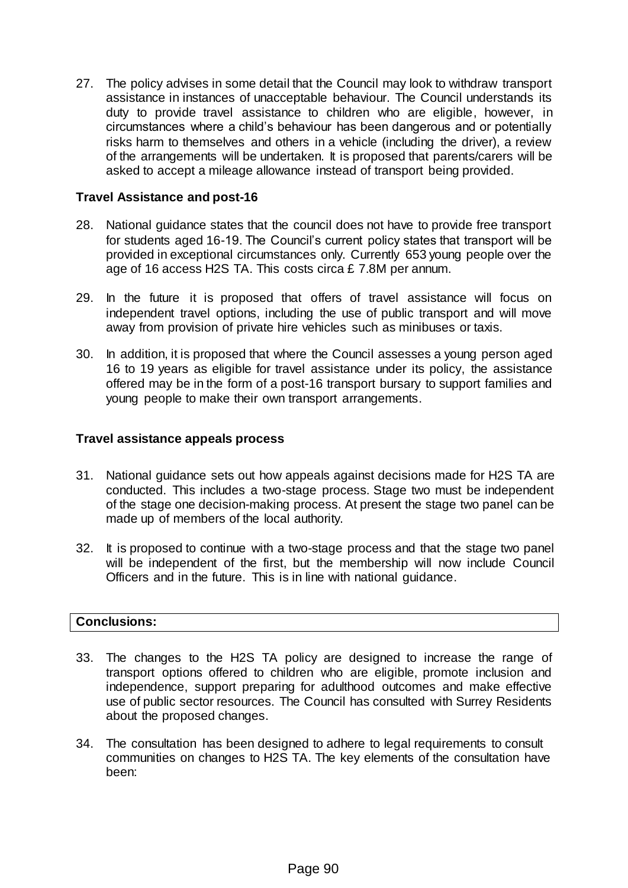27. The policy advises in some detail that the Council may look to withdraw transport assistance in instances of unacceptable behaviour. The Council understands its duty to provide travel assistance to children who are eligible, however, in circumstances where a child's behaviour has been dangerous and or potentially risks harm to themselves and others in a vehicle (including the driver), a review of the arrangements will be undertaken. It is proposed that parents/carers will be asked to accept a mileage allowance instead of transport being provided.

**Travel Assistance and post-16**

28. National guidance states that the council does not have to provide free transport for students aged 16-19. The Council's current policy states that transport will be provided in exceptional circumstances only. Currently 653 young people over the age of 16 access H2S TA. This costs circa £ 7.8M per annum.

29. In the future it is proposed that offers of travel assistance will focus on independent travel options, including the use of public transport and will move away from provision of private hire vehicles such as minibuses or taxis.

30. In addition, it is proposed that where the Council assesses a young person aged 16 to 19 years as eligible for travel assistance under its policy, the assistance offered may be in the form of a post-16 transport bursary to support families and young people to make their own transport arrangements.

**Travel assistance appeals process**

31. National guidance sets out how appeals against decisions made for H2S TA are conducted. This includes a two-stage process. Stage two must be independent of the stage one decision-making process. At present the stage two panel can be made up of members of the local authority.

32. It is proposed to continue with a two-stage process and that the stage two panel will be independent of the first, but the membership will now include Council Officers and in the future. This is in line with national guidance.

| **Conclusions:** |
| --- |

33. The changes to the H2S TA policy are designed to increase the range of transport options offered to children who are eligible, promote inclusion and independence, support preparing for adulthood outcomes and make effective use of public sector resources. The Council has consulted with Surrey Residents about the proposed changes.

34. The consultation has been designed to adhere to legal requirements to consult communities on changes to H2S TA. The key elements of the consultation have been: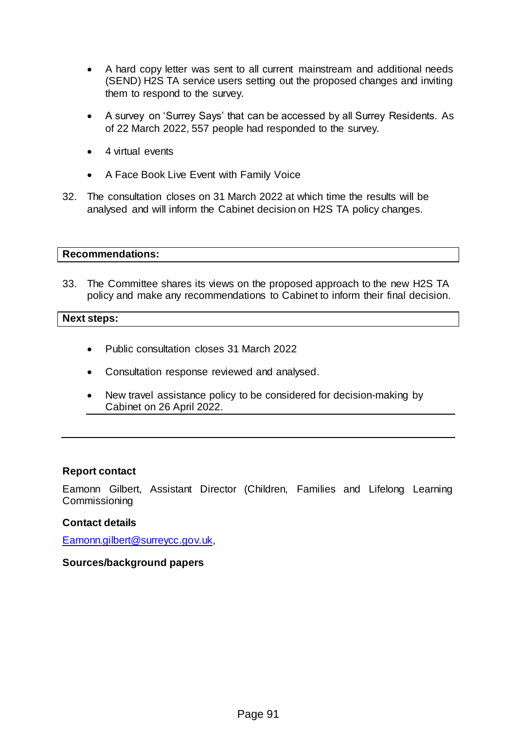- A hard copy letter was sent to all current mainstream and additional needs (SEND) H2S TA service users setting out the proposed changes and inviting them to respond to the survey.
- A survey on 'Surrey Says' that can be accessed by all Surrey Residents. As of 22 March 2022, 557 people had responded to the survey.
- 4 virtual events
- A Face Book Live Event with Family Voice

32. The consultation closes on 31 March 2022 at which time the results will be analysed and will inform the Cabinet decision on H2S TA policy changes.

**Recommendations:**

33. The Committee shares its views on the proposed approach to the new H2S TA policy and make any recommendations to Cabinet to inform their final decision.

**Next steps:**

- Public consultation closes 31 March 2022
- Consultation response reviewed and analysed.
- New travel assistance policy to be considered for decision-making by Cabinet on 26 April 2022.

---

**Report contact**

Eamonn Gilbert, Assistant Director (Children, Families and Lifelong Learning Commissioning

**Contact details**

Eamonn.gilbert@surreycc.gov.uk,

**Sources/background papers**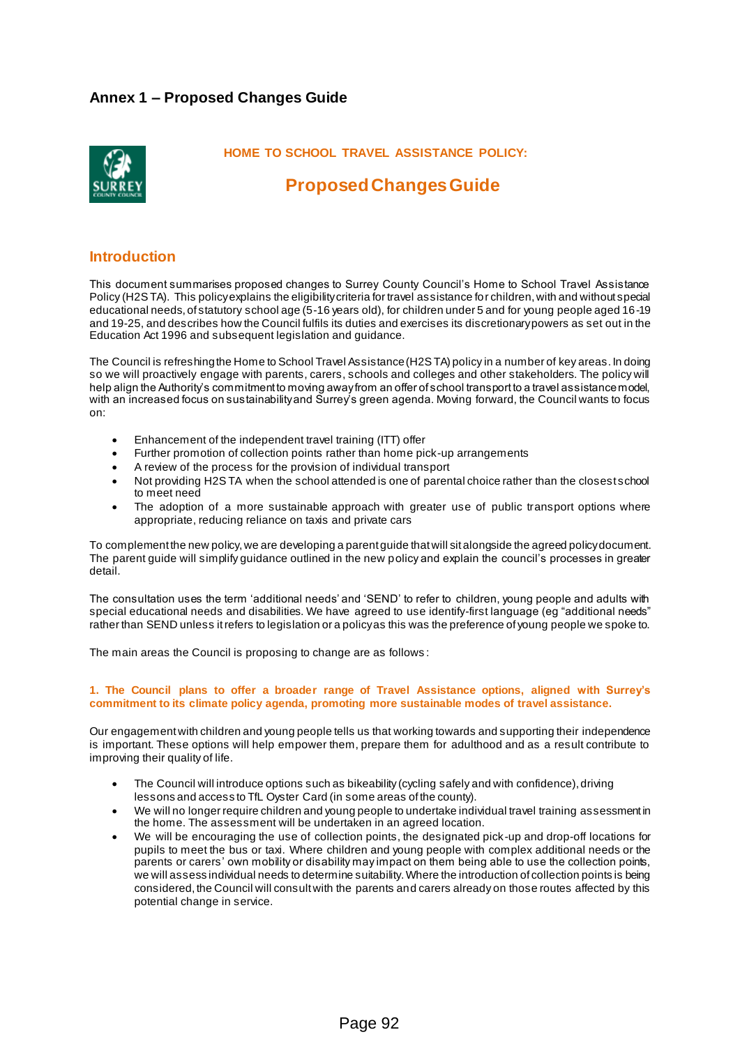## Annex 1 – Proposed Changes Guide

**HOME TO SCHOOL TRAVEL ASSISTANCE POLICY:**

# Proposed Changes Guide

## Introduction

This document summarises proposed changes to Surrey County Council's Home to School Travel Assistance Policy (H2S TA). This policy explains the eligibility criteria for travel assistance for children, with and without special educational needs, of statutory school age (5-16 years old), for children under 5 and for young people aged 16-19 and 19-25, and describes how the Council fulfils its duties and exercises its discretionary powers as set out in the Education Act 1996 and subsequent legislation and guidance.

The Council is refreshing the Home to School Travel Assistance (H2S TA) policy in a number of key areas. In doing so we will proactively engage with parents, carers, schools and colleges and other stakeholders. The policy will help align the Authority's commitment to moving away from an offer of school transport to a travel assistance model, with an increased focus on sustainability and Surrey's green agenda. Moving forward, the Council wants to focus on:

- Enhancement of the independent travel training (ITT) offer
- Further promotion of collection points rather than home pick-up arrangements
- A review of the process for the provision of individual transport
- Not providing H2S TA when the school attended is one of parental choice rather than the closest school to meet need
- The adoption of a more sustainable approach with greater use of public transport options where appropriate, reducing reliance on taxis and private cars

To complement the new policy, we are developing a parent guide that will sit alongside the agreed policy document. The parent guide will simplify guidance outlined in the new policy and explain the council's processes in greater detail.

The consultation uses the term 'additional needs' and 'SEND' to refer to children, young people and adults with special educational needs and disabilities. We have agreed to use identify-first language (eg "additional needs" rather than SEND unless it refers to legislation or a policy as this was the preference of young people we spoke to.

The main areas the Council is proposing to change are as follows:

**1. The Council plans to offer a broader range of Travel Assistance options, aligned with Surrey's commitment to its climate policy agenda, promoting more sustainable modes of travel assistance.**

Our engagement with children and young people tells us that working towards and supporting their independence is important. These options will help empower them, prepare them for adulthood and as a result contribute to improving their quality of life.

- The Council will introduce options such as bikeability (cycling safely and with confidence), driving lessons and access to TfL Oyster Card (in some areas of the county).
- We will no longer require children and young people to undertake individual travel training assessment in the home. The assessment will be undertaken in an agreed location.
- We will be encouraging the use of collection points, the designated pick-up and drop-off locations for pupils to meet the bus or taxi. Where children and young people with complex additional needs or the parents or carers' own mobility or disability may impact on them being able to use the collection points, we will assess individual needs to determine suitability. Where the introduction of collection points is being considered, the Council will consult with the parents and carers already on those routes affected by this potential change in service.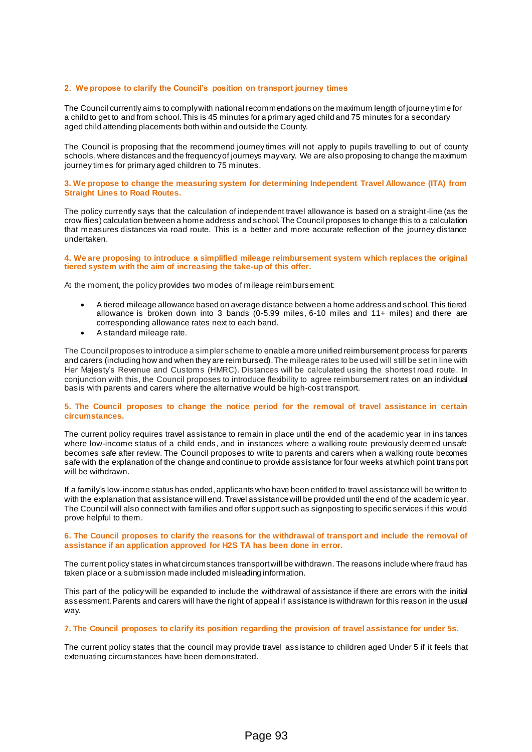**2. We propose to clarify the Council's position on transport journey times**

The Council currently aims to comply with national recommendations on the maximum length of journey time for a child to get to and from school. This is 45 minutes for a primary aged child and 75 minutes for a secondary aged child attending placements both within and outside the County.

The Council is proposing that the recommend journey times will not apply to pupils travelling to out of county schools, where distances and the frequency of journeys may vary. We are also proposing to change the maximum journey times for primary aged children to 75 minutes.

**3. We propose to change the measuring system for determining Independent Travel Allowance (ITA) from Straight Lines to Road Routes.**

The policy currently says that the calculation of independent travel allowance is based on a straight-line (as the crow flies) calculation between a home address and school. The Council proposes to change this to a calculation that measures distances via road route. This is a better and more accurate reflection of the journey distance undertaken.

**4. We are proposing to introduce a simplified mileage reimbursement system which replaces the original tiered system with the aim of increasing the take-up of this offer.**

At the moment, the policy provides two modes of mileage reimbursement:

- A tiered mileage allowance based on average distance between a home address and school. This tiered allowance is broken down into 3 bands (0-5.99 miles, 6-10 miles and 11+ miles) and there are corresponding allowance rates next to each band.
- A standard mileage rate.

The Council proposes to introduce a simpler scheme to enable a more unified reimbursement process for parents and carers (including how and when they are reimbursed). The mileage rates to be used will still be set in line with Her Majesty's Revenue and Customs (HMRC). Distances will be calculated using the shortest road route. In conjunction with this, the Council proposes to introduce flexibility to agree reimbursement rates on an individual basis with parents and carers where the alternative would be high-cost transport.

**5. The Council proposes to change the notice period for the removal of travel assistance in certain circumstances.**

The current policy requires travel assistance to remain in place until the end of the academic year in instances where low-income status of a child ends, and in instances where a walking route previously deemed unsafe becomes safe after review. The Council proposes to write to parents and carers when a walking route becomes safe with the explanation of the change and continue to provide assistance for four weeks at which point transport will be withdrawn.

If a family's low-income status has ended, applicants who have been entitled to travel assistance will be written to with the explanation that assistance will end. Travel assistance will be provided until the end of the academic year. The Council will also connect with families and offer support such as signposting to specific services if this would prove helpful to them.

**6. The Council proposes to clarify the reasons for the withdrawal of transport and include the removal of assistance if an application approved for H2S TA has been done in error.**

The current policy states in what circumstances transport will be withdrawn. The reasons include where fraud has taken place or a submission made included misleading information.

This part of the policy will be expanded to include the withdrawal of assistance if there are errors with the initial assessment. Parents and carers will have the right of appeal if assistance is withdrawn for this reason in the usual way.

**7. The Council proposes to clarify its position regarding the provision of travel assistance for under 5s.**

The current policy states that the council may provide travel assistance to children aged Under 5 if it feels that extenuating circumstances have been demonstrated.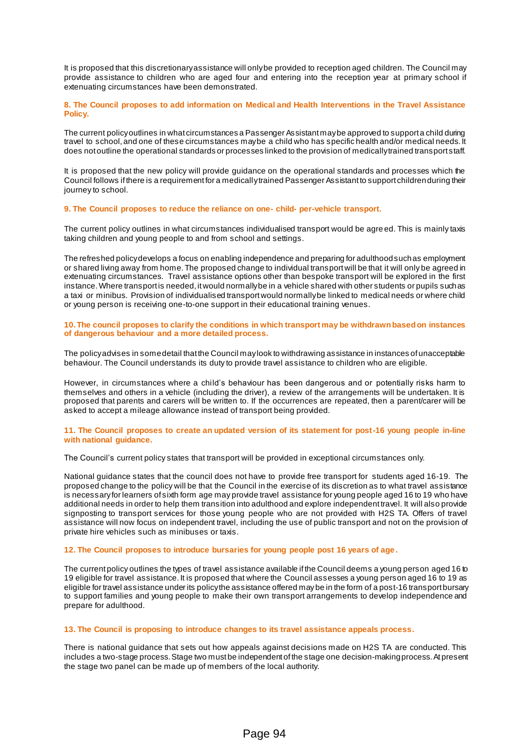It is proposed that this discretionary assistance will only be provided to reception aged children. The Council may provide assistance to children who are aged four and entering into the reception year at primary school if extenuating circumstances have been demonstrated.

**8. The Council proposes to add information on Medical and Health Interventions in the Travel Assistance Policy.**

The current policy outlines in what circumstances a Passenger Assistant may be approved to support a child during travel to school, and one of these circumstances may be a child who has specific health and/or medical needs. It does not outline the operational standards or processes linked to the provision of medically trained transport staff.

It is proposed that the new policy will provide guidance on the operational standards and processes which the Council follows if there is a requirement for a medically trained Passenger Assistant to support children during their journey to school.

**9. The Council proposes to reduce the reliance on one- child- per-vehicle transport.**

The current policy outlines in what circumstances individualised transport would be agreed. This is mainly taxis taking children and young people to and from school and settings.

The refreshed policy develops a focus on enabling independence and preparing for adulthood such as employment or shared living away from home. The proposed change to individual transport will be that it will only be agreed in extenuating circumstances. Travel assistance options other than bespoke transport will be explored in the first instance. Where transport is needed, it would normally be in a vehicle shared with other students or pupils such as a taxi or minibus. Provision of individualised transport would normally be linked to medical needs or where child or young person is receiving one-to-one support in their educational training venues.

**10. The council proposes to clarify the conditions in which transport may be withdrawn based on instances of dangerous behaviour and a more detailed process.**

The policy advises in some detail that the Council may look to withdrawing assistance in instances of unacceptable behaviour. The Council understands its duty to provide travel assistance to children who are eligible.

However, in circumstances where a child's behaviour has been dangerous and or potentially risks harm to themselves and others in a vehicle (including the driver), a review of the arrangements will be undertaken. It is proposed that parents and carers will be written to. If the occurrences are repeated, then a parent/carer will be asked to accept a mileage allowance instead of transport being provided.

**11. The Council proposes to create an updated version of its statement for post-16 young people in-line with national guidance.**

The Council's current policy states that transport will be provided in exceptional circumstances only.

National guidance states that the council does not have to provide free transport for students aged 16-19. The proposed change to the policy will be that the Council in the exercise of its discretion as to what travel assistance is necessary for learners of sixth form age may provide travel assistance for young people aged 16 to 19 who have additional needs in order to help them transition into adulthood and explore independent travel. It will also provide signposting to transport services for those young people who are not provided with H2S TA. Offers of travel assistance will now focus on independent travel, including the use of public transport and not on the provision of private hire vehicles such as minibuses or taxis.

**12. The Council proposes to introduce bursaries for young people post 16 years of age.**

The current policy outlines the types of travel assistance available if the Council deems a young person aged 16 to 19 eligible for travel assistance. It is proposed that where the Council assesses a young person aged 16 to 19 as eligible for travel assistance under its policy the assistance offered may be in the form of a post-16 transport bursary to support families and young people to make their own transport arrangements to develop independence and prepare for adulthood.

**13. The Council is proposing to introduce changes to its travel assistance appeals process.**

There is national guidance that sets out how appeals against decisions made on H2S TA are conducted. This includes a two-stage process. Stage two must be independent of the stage one decision-making process. At present the stage two panel can be made up of members of the local authority.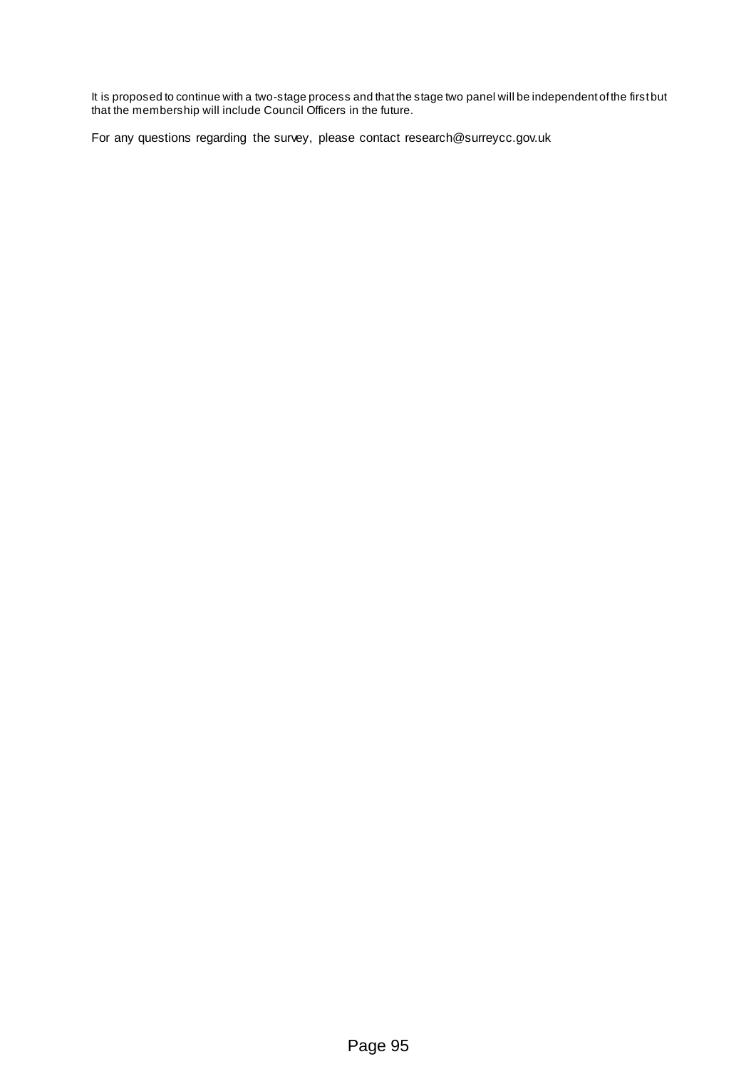It is proposed to continue with a two-stage process and that the stage two panel will be independent of the first but that the membership will include Council Officers in the future.

For any questions regarding the survey, please contact research@surreycc.gov.uk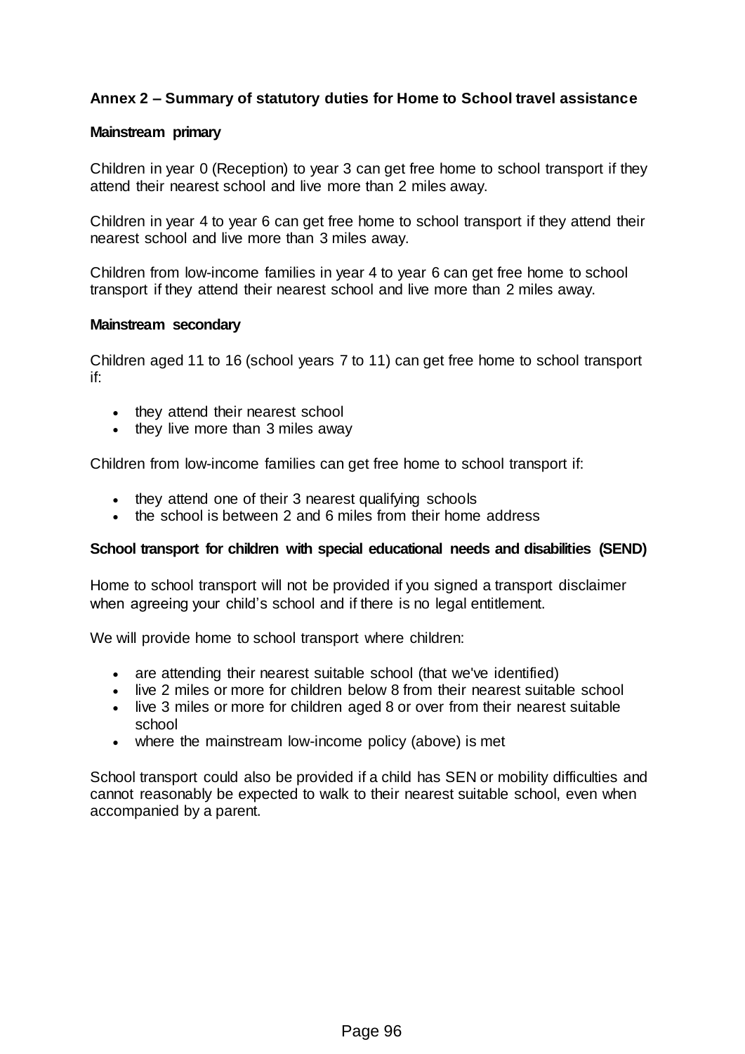## Annex 2 – Summary of statutory duties for Home to School travel assistance

### Mainstream primary

Children in year 0 (Reception) to year 3 can get free home to school transport if they attend their nearest school and live more than 2 miles away.

Children in year 4 to year 6 can get free home to school transport if they attend their nearest school and live more than 3 miles away.

Children from low-income families in year 4 to year 6 can get free home to school transport if they attend their nearest school and live more than 2 miles away.

### Mainstream secondary

Children aged 11 to 16 (school years 7 to 11) can get free home to school transport if:

- they attend their nearest school
- they live more than 3 miles away

Children from low-income families can get free home to school transport if:

- they attend one of their 3 nearest qualifying schools
- the school is between 2 and 6 miles from their home address

### School transport for children with special educational needs and disabilities (SEND)

Home to school transport will not be provided if you signed a transport disclaimer when agreeing your child's school and if there is no legal entitlement.

We will provide home to school transport where children:

- are attending their nearest suitable school (that we've identified)
- live 2 miles or more for children below 8 from their nearest suitable school
- live 3 miles or more for children aged 8 or over from their nearest suitable school
- where the mainstream low-income policy (above) is met

School transport could also be provided if a child has SEN or mobility difficulties and cannot reasonably be expected to walk to their nearest suitable school, even when accompanied by a parent.